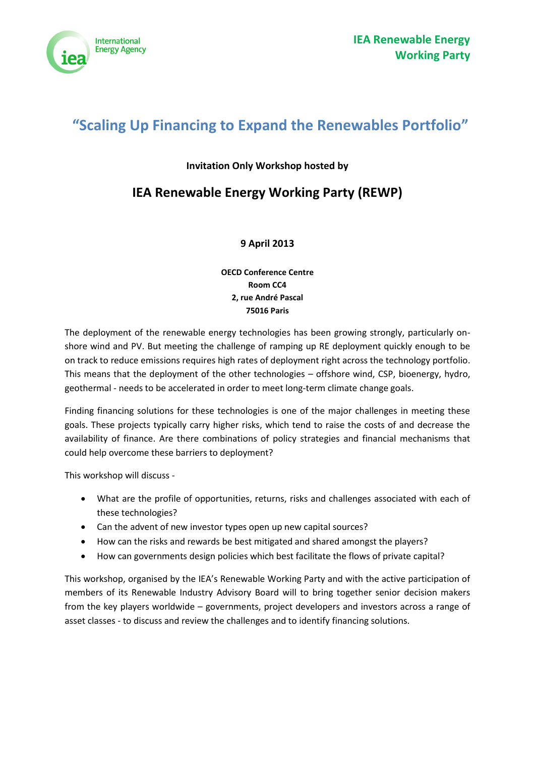International Energy Agency

**IEA Renewable Energy Working Party**

# "Scaling Up Financing to Expand the Renewables Portfolio"

**Invitation Only Workshop hosted by**

## IEA Renewable Energy Working Party (REWP)

**9 April 2013**

**OECD Conference Centre**
**Room CC4**
**2, rue André Pascal**
**75016 Paris**

The deployment of the renewable energy technologies has been growing strongly, particularly on-shore wind and PV. But meeting the challenge of ramping up RE deployment quickly enough to be on track to reduce emissions requires high rates of deployment right across the technology portfolio. This means that the deployment of the other technologies – offshore wind, CSP, bioenergy, hydro, geothermal - needs to be accelerated in order to meet long-term climate change goals.

Finding financing solutions for these technologies is one of the major challenges in meeting these goals. These projects typically carry higher risks, which tend to raise the costs of and decrease the availability of finance. Are there combinations of policy strategies and financial mechanisms that could help overcome these barriers to deployment?

This workshop will discuss -

- What are the profile of opportunities, returns, risks and challenges associated with each of these technologies?
- Can the advent of new investor types open up new capital sources?
- How can the risks and rewards be best mitigated and shared amongst the players?
- How can governments design policies which best facilitate the flows of private capital?

This workshop, organised by the IEA's Renewable Working Party and with the active participation of members of its Renewable Industry Advisory Board will to bring together senior decision makers from the key players worldwide – governments, project developers and investors across a range of asset classes - to discuss and review the challenges and to identify financing solutions.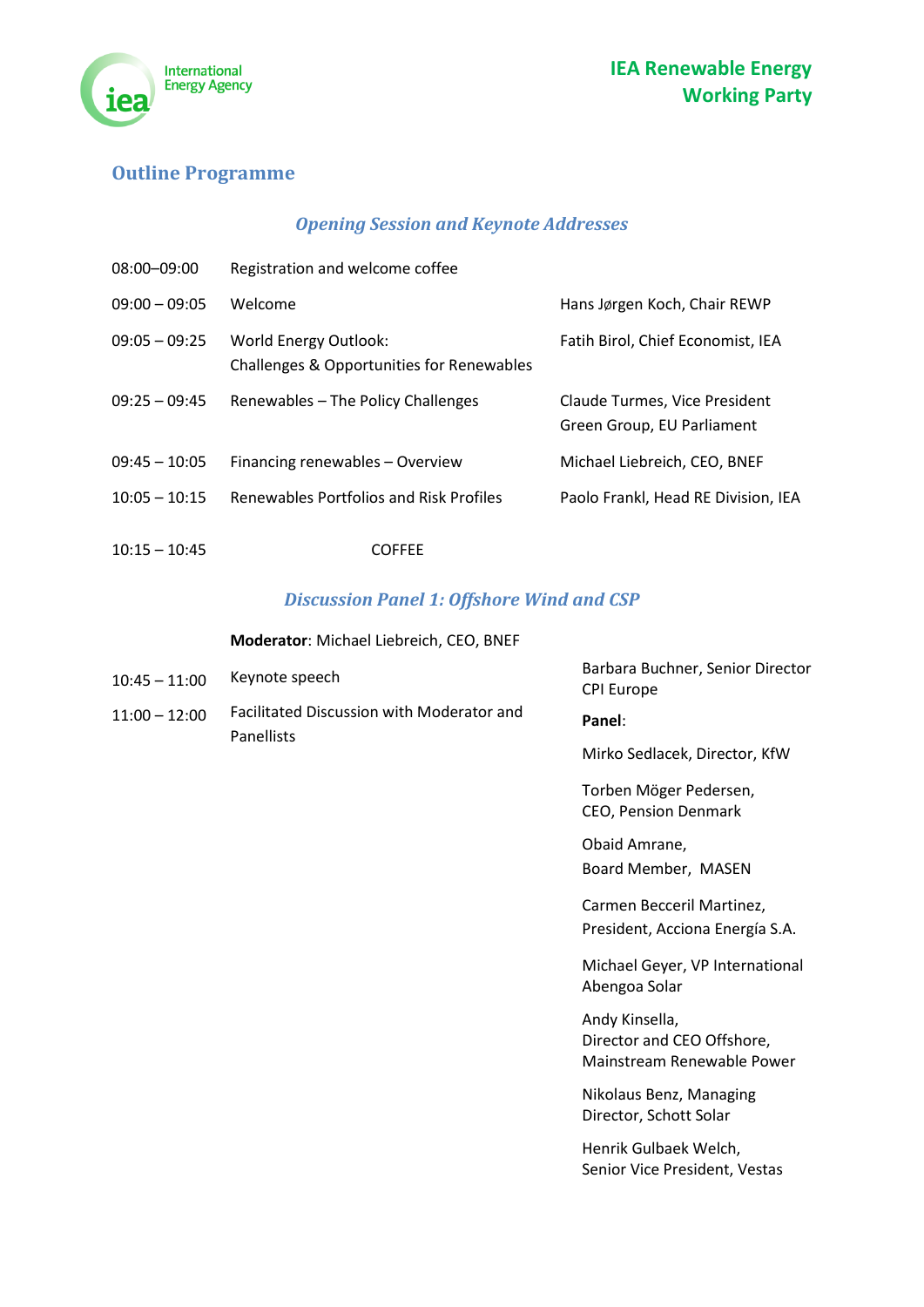**IEA Renewable Energy Working Party**

## Outline Programme

### *Opening Session and Keynote Addresses*

| | | |
|---|---|---|
| 08:00–09:00 | Registration and welcome coffee | |
| 09:00 – 09:05 | Welcome | Hans Jørgen Koch, Chair REWP |
| 09:05 – 09:25 | World Energy Outlook: Challenges & Opportunities for Renewables | Fatih Birol, Chief Economist, IEA |
| 09:25 – 09:45 | Renewables – The Policy Challenges | Claude Turmes, Vice President Green Group, EU Parliament |
| 09:45 – 10:05 | Financing renewables – Overview | Michael Liebreich, CEO, BNEF |
| 10:05 – 10:15 | Renewables Portfolios and Risk Profiles | Paolo Frankl, Head RE Division, IEA |
| 10:15 – 10:45 | COFFEE | |

### *Discussion Panel 1: Offshore Wind and CSP*

**Moderator**: Michael Liebreich, CEO, BNEF

| | | |
|---|---|---|
| 10:45 – 11:00 | Keynote speech | Barbara Buchner, Senior Director CPI Europe |
| 11:00 – 12:00 | Facilitated Discussion with Moderator and Panellists | **Panel**: |

**Panel**:

Mirko Sedlacek, Director, KfW

Torben Möger Pedersen, CEO, Pension Denmark

Obaid Amrane, Board Member, MASEN

Carmen Becceril Martinez, President, Acciona Energía S.A.

Michael Geyer, VP International Abengoa Solar

Andy Kinsella, Director and CEO Offshore, Mainstream Renewable Power

Nikolaus Benz, Managing Director, Schott Solar

Henrik Gulbaek Welch, Senior Vice President, Vestas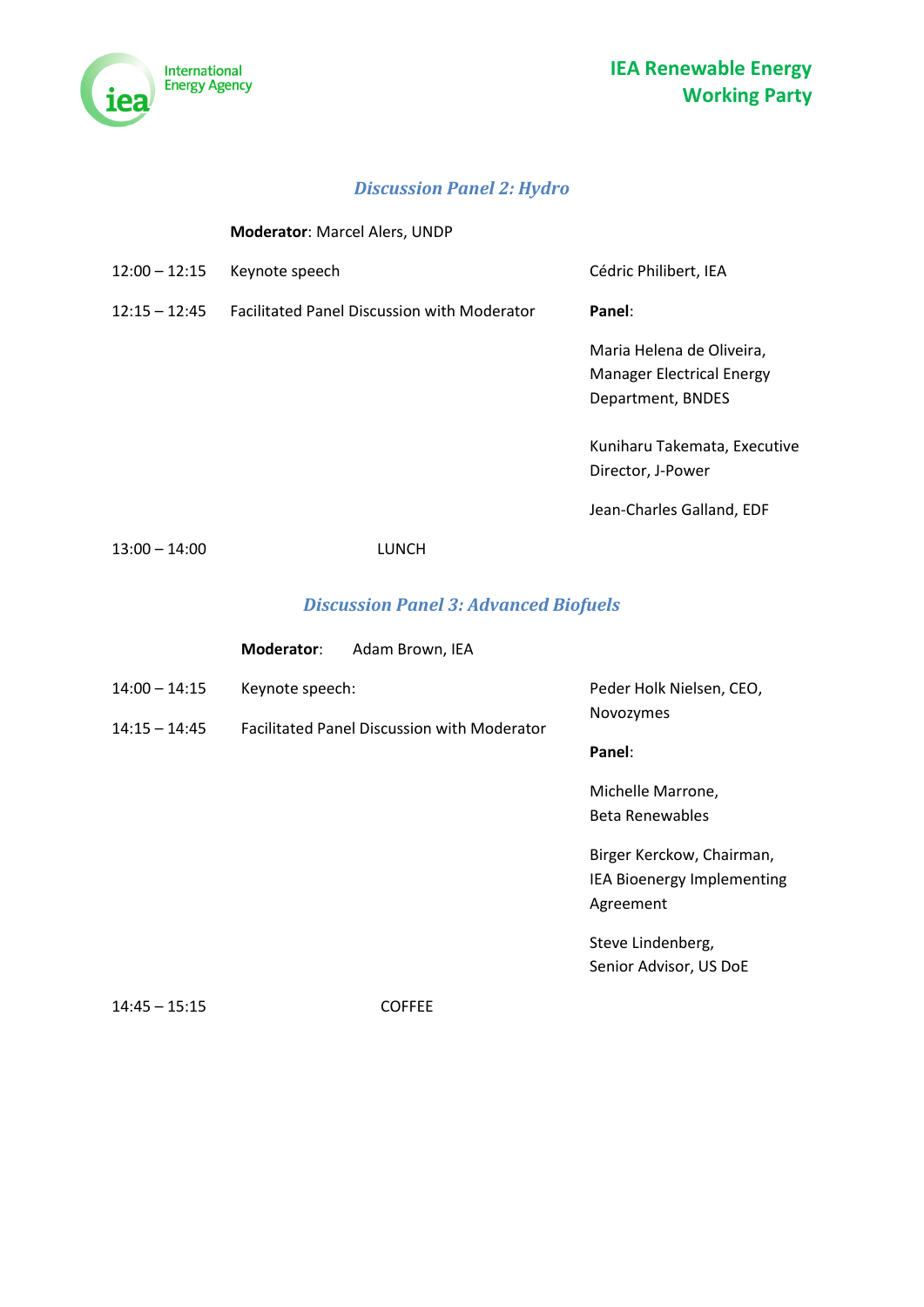## *Discussion Panel 2: Hydro*

**Moderator**: Marcel Alers, UNDP

| | | |
|---|---|---|
| 12:00 – 12:15 | Keynote speech | Cédric Philibert, IEA |
| 12:15 – 12:45 | Facilitated Panel Discussion with Moderator | **Panel**:<br><br>Maria Helena de Oliveira, Manager Electrical Energy Department, BNDES<br><br>Kuniharu Takemata, Executive Director, J-Power<br><br>Jean-Charles Galland, EDF |
| 13:00 – 14:00 | LUNCH | |

## *Discussion Panel 3: Advanced Biofuels*

**Moderator**: Adam Brown, IEA

| | | |
|---|---|---|
| 14:00 – 14:15 | Keynote speech: | Peder Holk Nielsen, CEO, Novozymes |
| 14:15 – 14:45 | Facilitated Panel Discussion with Moderator | **Panel**:<br><br>Michelle Marrone, Beta Renewables<br><br>Birger Kerckow, Chairman, IEA Bioenergy Implementing Agreement<br><br>Steve Lindenberg, Senior Advisor, US DoE |
| 14:45 – 15:15 | COFFEE | |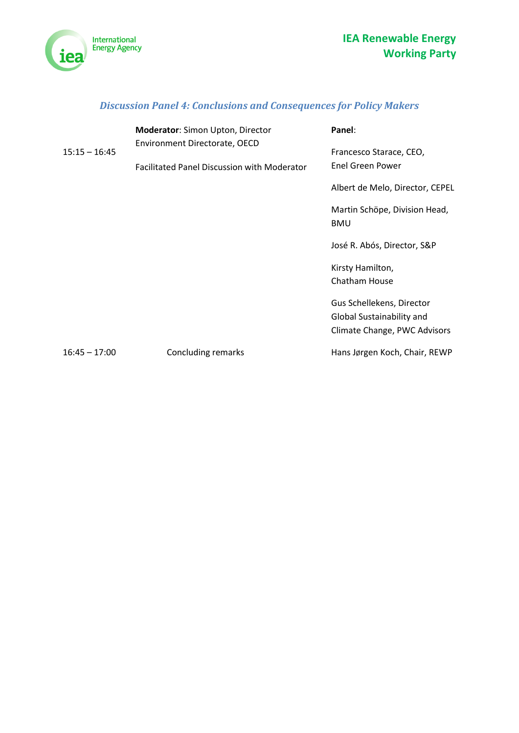### *Discussion Panel 4: Conclusions and Consequences for Policy Makers*

| | | |
|---|---|---|
| 15:15 – 16:45 | **Moderator**: Simon Upton, Director Environment Directorate, OECD<br><br>Facilitated Panel Discussion with Moderator | **Panel**:<br><br>Francesco Starace, CEO, Enel Green Power<br><br>Albert de Melo, Director, CEPEL<br><br>Martin Schöpe, Division Head, BMU<br><br>José R. Abós, Director, S&P<br><br>Kirsty Hamilton, Chatham House<br><br>Gus Schellekens, Director Global Sustainability and Climate Change, PWC Advisors |
| 16:45 – 17:00 | Concluding remarks | Hans Jørgen Koch, Chair, REWP |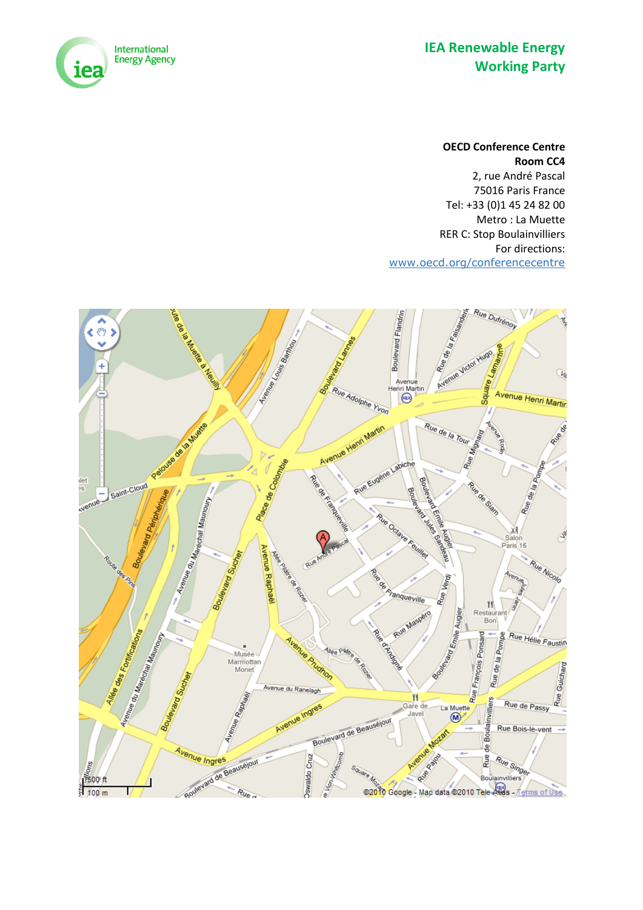International Energy Agency

**IEA Renewable Energy Working Party**

**OECD Conference Centre**
**Room CC4**
2, rue André Pascal
75016 Paris France
Tel: +33 (0)1 45 24 82 00
Metro : La Muette
RER C: Stop Boulainvilliers
For directions:
www.oecd.org/conferencecentre